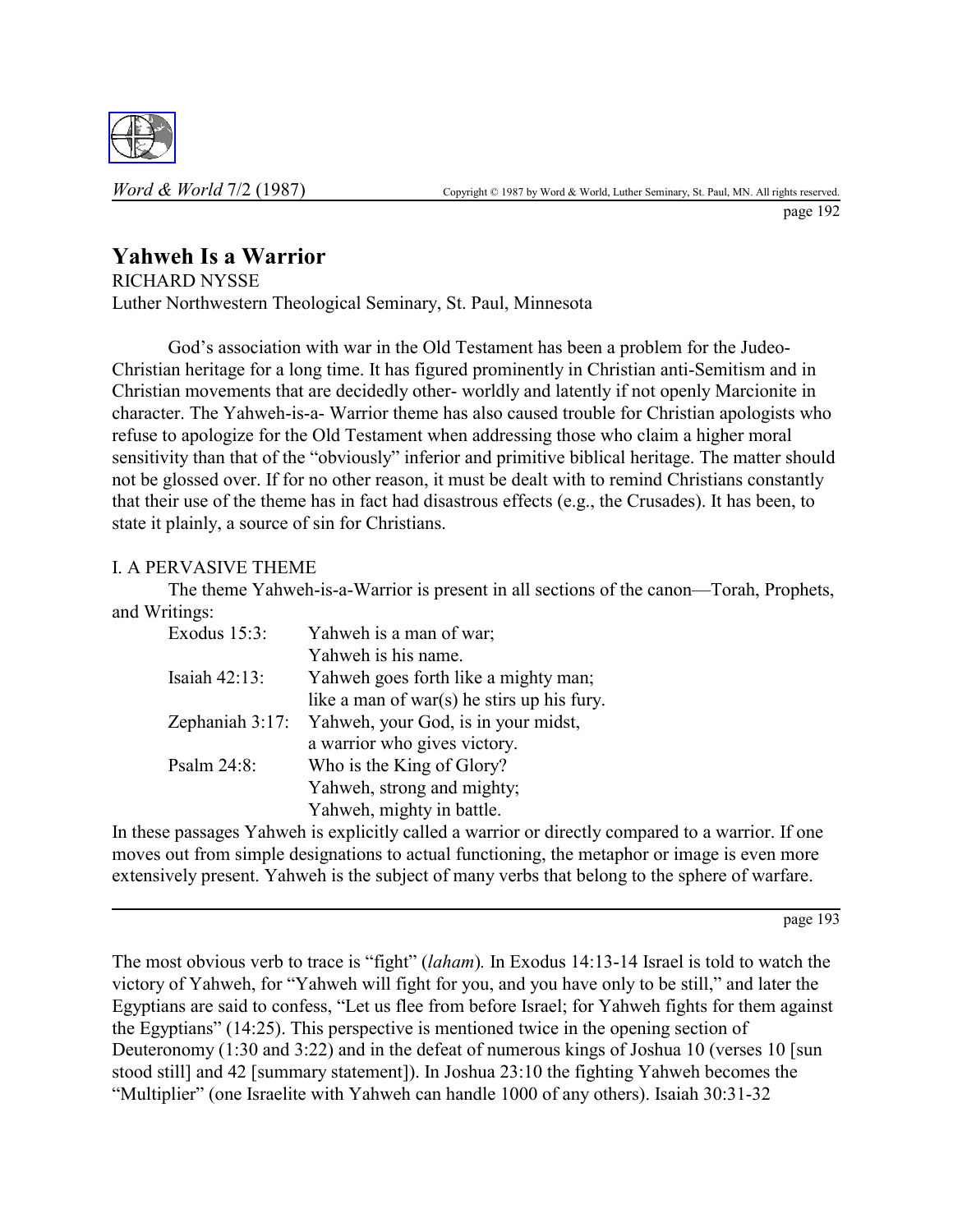# Yahweh Is a Warrior

RICHARD NYSSE

Luther Northwestern Theological Seminary, St. Paul, Minnesota

God's association with war in the Old Testament has been a problem for the Judeo-Christian heritage for a long time. It has figured prominently in Christian anti-Semitism and in Christian movements that are decidedly other- worldly and latently if not openly Marcionite in character. The Yahweh-is-a- Warrior theme has also caused trouble for Christian apologists who refuse to apologize for the Old Testament when addressing those who claim a higher moral sensitivity than that of the "obviously" inferior and primitive biblical heritage. The matter should not be glossed over. If for no other reason, it must be dealt with to remind Christians constantly that their use of the theme has in fact had disastrous effects (e.g., the Crusades). It has been, to state it plainly, a source of sin for Christians.

## I. A PERVASIVE THEME

The theme Yahweh-is-a-Warrior is present in all sections of the canon—Torah, Prophets, and Writings:

| | |
|---|---|
| Exodus 15:3: | Yahweh is a man of war;<br>Yahweh is his name. |
| Isaiah 42:13: | Yahweh goes forth like a mighty man;<br>like a man of war(s) he stirs up his fury. |
| Zephaniah 3:17: | Yahweh, your God, is in your midst,<br>a warrior who gives victory. |
| Psalm 24:8: | Who is the King of Glory?<br>Yahweh, strong and mighty;<br>Yahweh, mighty in battle. |

In these passages Yahweh is explicitly called a warrior or directly compared to a warrior. If one moves out from simple designations to actual functioning, the metaphor or image is even more extensively present. Yahweh is the subject of many verbs that belong to the sphere of warfare.

The most obvious verb to trace is "fight" (*laham*). In Exodus 14:13-14 Israel is told to watch the victory of Yahweh, for "Yahweh will fight for you, and you have only to be still," and later the Egyptians are said to confess, "Let us flee from before Israel; for Yahweh fights for them against the Egyptians" (14:25). This perspective is mentioned twice in the opening section of Deuteronomy (1:30 and 3:22) and in the defeat of numerous kings of Joshua 10 (verses 10 [sun stood still] and 42 [summary statement]). In Joshua 23:10 the fighting Yahweh becomes the "Multiplier" (one Israelite with Yahweh can handle 1000 of any others). Isaiah 30:31-32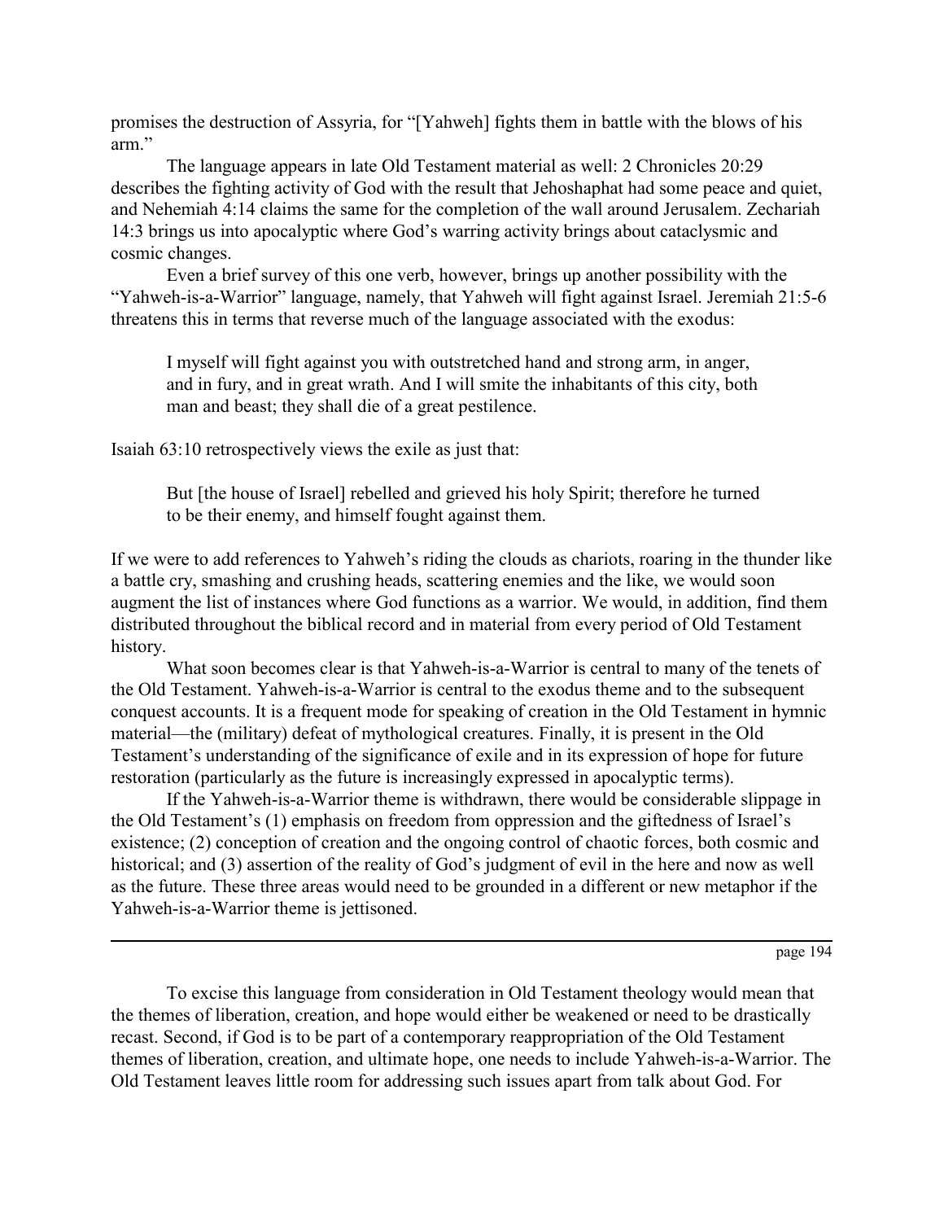promises the destruction of Assyria, for "[Yahweh] fights them in battle with the blows of his arm."

The language appears in late Old Testament material as well: 2 Chronicles 20:29 describes the fighting activity of God with the result that Jehoshaphat had some peace and quiet, and Nehemiah 4:14 claims the same for the completion of the wall around Jerusalem. Zechariah 14:3 brings us into apocalyptic where God's warring activity brings about cataclysmic and cosmic changes.

Even a brief survey of this one verb, however, brings up another possibility with the "Yahweh-is-a-Warrior" language, namely, that Yahweh will fight against Israel. Jeremiah 21:5-6 threatens this in terms that reverse much of the language associated with the exodus:

> I myself will fight against you with outstretched hand and strong arm, in anger, and in fury, and in great wrath. And I will smite the inhabitants of this city, both man and beast; they shall die of a great pestilence.

Isaiah 63:10 retrospectively views the exile as just that:

> But [the house of Israel] rebelled and grieved his holy Spirit; therefore he turned to be their enemy, and himself fought against them.

If we were to add references to Yahweh's riding the clouds as chariots, roaring in the thunder like a battle cry, smashing and crushing heads, scattering enemies and the like, we would soon augment the list of instances where God functions as a warrior. We would, in addition, find them distributed throughout the biblical record and in material from every period of Old Testament history.

What soon becomes clear is that Yahweh-is-a-Warrior is central to many of the tenets of the Old Testament. Yahweh-is-a-Warrior is central to the exodus theme and to the subsequent conquest accounts. It is a frequent mode for speaking of creation in the Old Testament in hymnic material—the (military) defeat of mythological creatures. Finally, it is present in the Old Testament's understanding of the significance of exile and in its expression of hope for future restoration (particularly as the future is increasingly expressed in apocalyptic terms).

If the Yahweh-is-a-Warrior theme is withdrawn, there would be considerable slippage in the Old Testament's (1) emphasis on freedom from oppression and the giftedness of Israel's existence; (2) conception of creation and the ongoing control of chaotic forces, both cosmic and historical; and (3) assertion of the reality of God's judgment of evil in the here and now as well as the future. These three areas would need to be grounded in a different or new metaphor if the Yahweh-is-a-Warrior theme is jettisoned.

---

To excise this language from consideration in Old Testament theology would mean that the themes of liberation, creation, and hope would either be weakened or need to be drastically recast. Second, if God is to be part of a contemporary reappropriation of the Old Testament themes of liberation, creation, and ultimate hope, one needs to include Yahweh-is-a-Warrior. The Old Testament leaves little room for addressing such issues apart from talk about God. For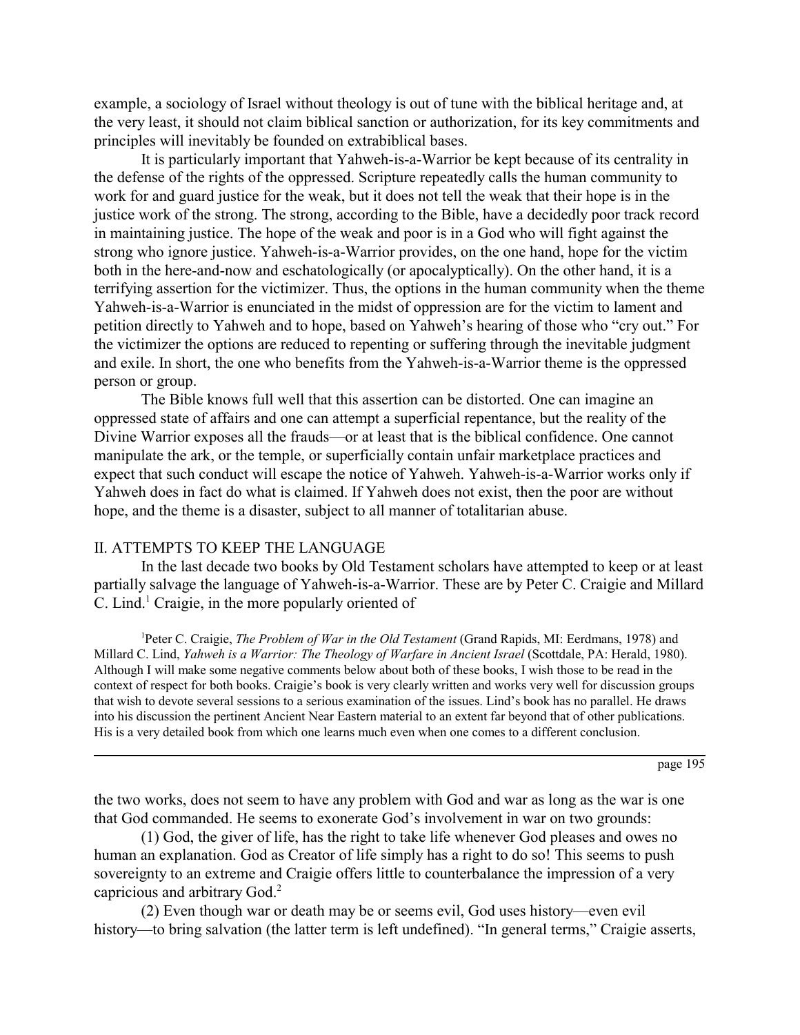example, a sociology of Israel without theology is out of tune with the biblical heritage and, at the very least, it should not claim biblical sanction or authorization, for its key commitments and principles will inevitably be founded on extrabiblical bases.

It is particularly important that Yahweh-is-a-Warrior be kept because of its centrality in the defense of the rights of the oppressed. Scripture repeatedly calls the human community to work for and guard justice for the weak, but it does not tell the weak that their hope is in the justice work of the strong. The strong, according to the Bible, have a decidedly poor track record in maintaining justice. The hope of the weak and poor is in a God who will fight against the strong who ignore justice. Yahweh-is-a-Warrior provides, on the one hand, hope for the victim both in the here-and-now and eschatologically (or apocalyptically). On the other hand, it is a terrifying assertion for the victimizer. Thus, the options in the human community when the theme Yahweh-is-a-Warrior is enunciated in the midst of oppression are for the victim to lament and petition directly to Yahweh and to hope, based on Yahweh's hearing of those who "cry out." For the victimizer the options are reduced to repenting or suffering through the inevitable judgment and exile. In short, the one who benefits from the Yahweh-is-a-Warrior theme is the oppressed person or group.

The Bible knows full well that this assertion can be distorted. One can imagine an oppressed state of affairs and one can attempt a superficial repentance, but the reality of the Divine Warrior exposes all the frauds—or at least that is the biblical confidence. One cannot manipulate the ark, or the temple, or superficially contain unfair marketplace practices and expect that such conduct will escape the notice of Yahweh. Yahweh-is-a-Warrior works only if Yahweh does in fact do what is claimed. If Yahweh does not exist, then the poor are without hope, and the theme is a disaster, subject to all manner of totalitarian abuse.

## II. ATTEMPTS TO KEEP THE LANGUAGE

In the last decade two books by Old Testament scholars have attempted to keep or at least partially salvage the language of Yahweh-is-a-Warrior. These are by Peter C. Craigie and Millard C. Lind.[1] Craigie, in the more popularly oriented of the two works, does not seem to have any problem with God and war as long as the war is one that God commanded. He seems to exonerate God's involvement in war on two grounds:

(1) God, the giver of life, has the right to take life whenever God pleases and owes no human an explanation. God as Creator of life simply has a right to do so! This seems to push sovereignty to an extreme and Craigie offers little to counterbalance the impression of a very capricious and arbitrary God.[2]

(2) Even though war or death may be or seems evil, God uses history—even evil history—to bring salvation (the latter term is left undefined). "In general terms," Craigie asserts,

[1]Peter C. Craigie, *The Problem of War in the Old Testament* (Grand Rapids, MI: Eerdmans, 1978) and Millard C. Lind, *Yahweh is a Warrior: The Theology of Warfare in Ancient Israel* (Scottdale, PA: Herald, 1980). Although I will make some negative comments below about both of these books, I wish those to be read in the context of respect for both books. Craigie's book is very clearly written and works very well for discussion groups that wish to devote several sessions to a serious examination of the issues. Lind's book has no parallel. He draws into his discussion the pertinent Ancient Near Eastern material to an extent far beyond that of other publications. His is a very detailed book from which one learns much even when one comes to a different conclusion.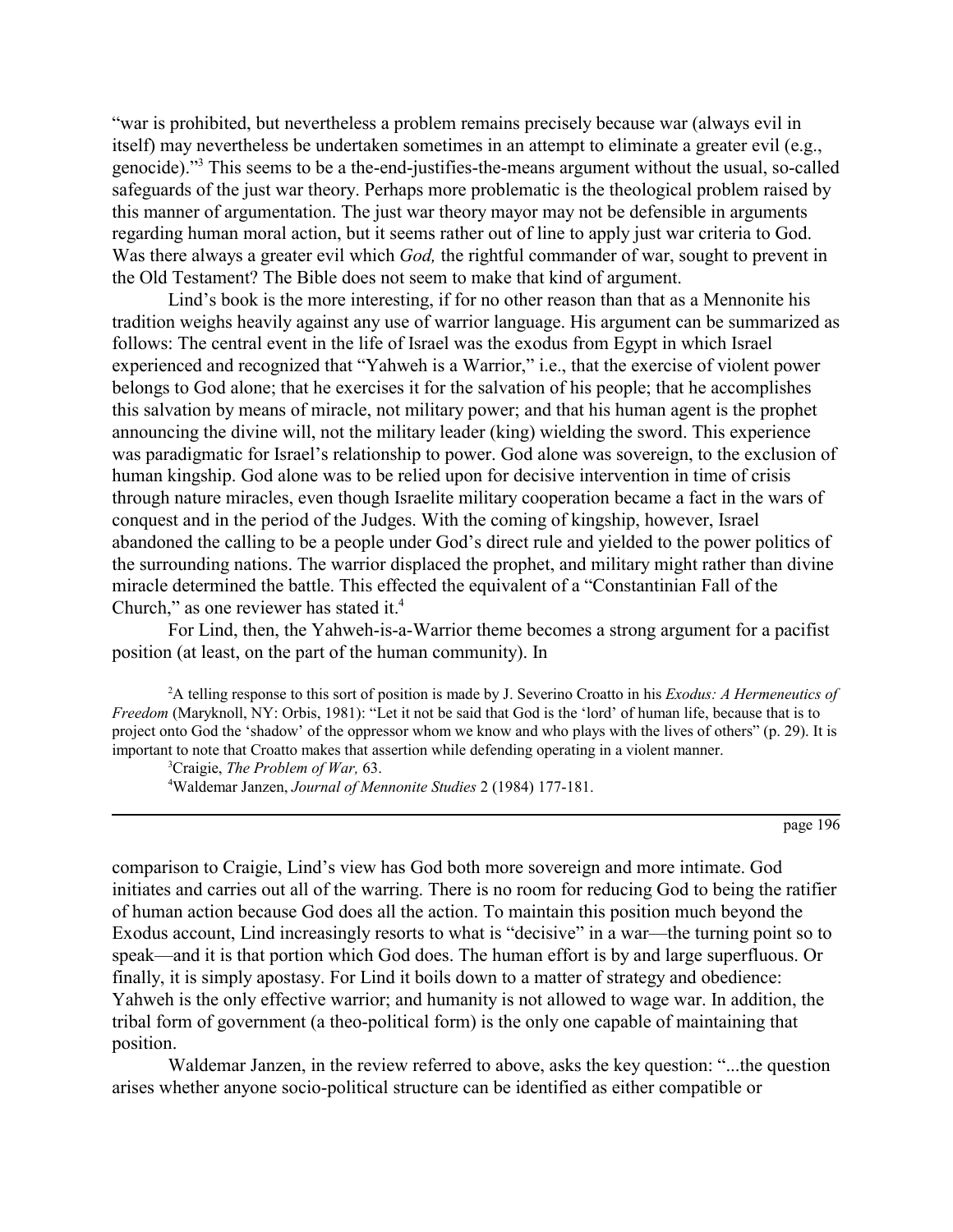"war is prohibited, but nevertheless a problem remains precisely because war (always evil in itself) may nevertheless be undertaken sometimes in an attempt to eliminate a greater evil (e.g., genocide)."[3] This seems to be a the-end-justifies-the-means argument without the usual, so-called safeguards of the just war theory. Perhaps more problematic is the theological problem raised by this manner of argumentation. The just war theory mayor may not be defensible in arguments regarding human moral action, but it seems rather out of line to apply just war criteria to God. Was there always a greater evil which *God,* the rightful commander of war, sought to prevent in the Old Testament? The Bible does not seem to make that kind of argument.

Lind's book is the more interesting, if for no other reason than that as a Mennonite his tradition weighs heavily against any use of warrior language. His argument can be summarized as follows: The central event in the life of Israel was the exodus from Egypt in which Israel experienced and recognized that "Yahweh is a Warrior," i.e., that the exercise of violent power belongs to God alone; that he exercises it for the salvation of his people; that he accomplishes this salvation by means of miracle, not military power; and that his human agent is the prophet announcing the divine will, not the military leader (king) wielding the sword. This experience was paradigmatic for Israel's relationship to power. God alone was sovereign, to the exclusion of human kingship. God alone was to be relied upon for decisive intervention in time of crisis through nature miracles, even though Israelite military cooperation became a fact in the wars of conquest and in the period of the Judges. With the coming of kingship, however, Israel abandoned the calling to be a people under God's direct rule and yielded to the power politics of the surrounding nations. The warrior displaced the prophet, and military might rather than divine miracle determined the battle. This effected the equivalent of a "Constantinian Fall of the Church," as one reviewer has stated it.[4]

For Lind, then, the Yahweh-is-a-Warrior theme becomes a strong argument for a pacifist position (at least, on the part of the human community). In comparison to Craigie, Lind's view has God both more sovereign and more intimate. God initiates and carries out all of the warring. There is no room for reducing God to being the ratifier of human action because God does all the action. To maintain this position much beyond the Exodus account, Lind increasingly resorts to what is "decisive" in a war—the turning point so to speak—and it is that portion which God does. The human effort is by and large superfluous. Or finally, it is simply apostasy. For Lind it boils down to a matter of strategy and obedience: Yahweh is the only effective warrior; and humanity is not allowed to wage war. In addition, the tribal form of government (a theo-political form) is the only one capable of maintaining that position.

Waldemar Janzen, in the review referred to above, asks the key question: "...the question arises whether anyone socio-political structure can be identified as either compatible or

[2] A telling response to this sort of position is made by J. Severino Croatto in his *Exodus: A Hermeneutics of Freedom* (Maryknoll, NY: Orbis, 1981): "Let it not be said that God is the 'lord' of human life, because that is to project onto God the 'shadow' of the oppressor whom we know and who plays with the lives of others" (p. 29). It is important to note that Croatto makes that assertion while defending operating in a violent manner.

[3] Craigie, *The Problem of War,* 63.

[4] Waldemar Janzen, *Journal of Mennonite Studies* 2 (1984) 177-181.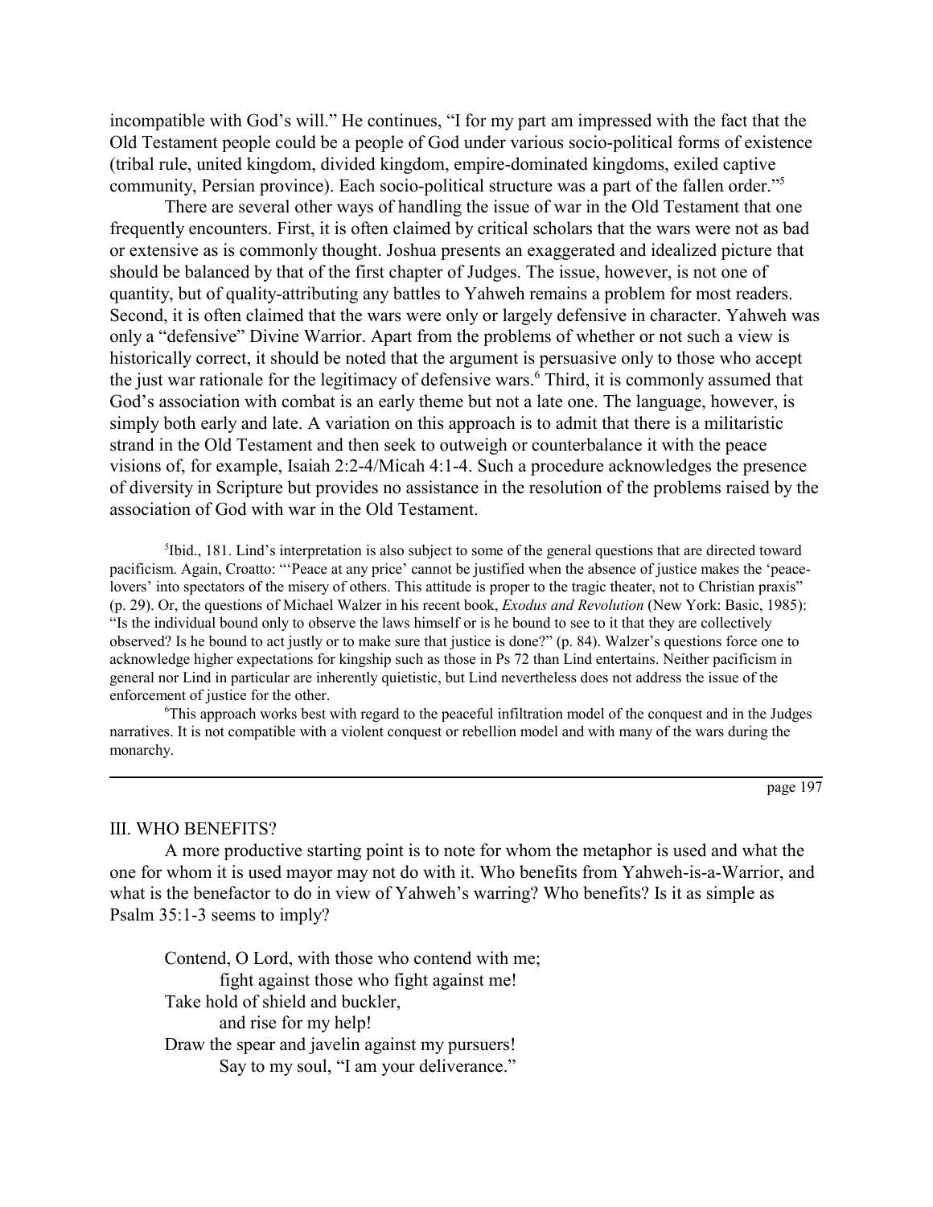incompatible with God's will." He continues, "I for my part am impressed with the fact that the Old Testament people could be a people of God under various socio-political forms of existence (tribal rule, united kingdom, divided kingdom, empire-dominated kingdoms, exiled captive community, Persian province). Each socio-political structure was a part of the fallen order."[5]

There are several other ways of handling the issue of war in the Old Testament that one frequently encounters. First, it is often claimed by critical scholars that the wars were not as bad or extensive as is commonly thought. Joshua presents an exaggerated and idealized picture that should be balanced by that of the first chapter of Judges. The issue, however, is not one of quantity, but of quality-attributing any battles to Yahweh remains a problem for most readers. Second, it is often claimed that the wars were only or largely defensive in character. Yahweh was only a "defensive" Divine Warrior. Apart from the problems of whether or not such a view is historically correct, it should be noted that the argument is persuasive only to those who accept the just war rationale for the legitimacy of defensive wars.[6] Third, it is commonly assumed that God's association with combat is an early theme but not a late one. The language, however, is simply both early and late. A variation on this approach is to admit that there is a militaristic strand in the Old Testament and then seek to outweigh or counterbalance it with the peace visions of, for example, Isaiah 2:2-4/Micah 4:1-4. Such a procedure acknowledges the presence of diversity in Scripture but provides no assistance in the resolution of the problems raised by the association of God with war in the Old Testament.

[5]Ibid., 181. Lind's interpretation is also subject to some of the general questions that are directed toward pacificism. Again, Croatto: "'Peace at any price' cannot be justified when the absence of justice makes the 'peace-lovers' into spectators of the misery of others. This attitude is proper to the tragic theater, not to Christian praxis" (p. 29). Or, the questions of Michael Walzer in his recent book, *Exodus and Revolution* (New York: Basic, 1985): "Is the individual bound only to observe the laws himself or is he bound to see to it that they are collectively observed? Is he bound to act justly or to make sure that justice is done?" (p. 84). Walzer's questions force one to acknowledge higher expectations for kingship such as those in Ps 72 than Lind entertains. Neither pacificism in general nor Lind in particular are inherently quietistic, but Lind nevertheless does not address the issue of the enforcement of justice for the other.

[6]This approach works best with regard to the peaceful infiltration model of the conquest and in the Judges narratives. It is not compatible with a violent conquest or rebellion model and with many of the wars during the monarchy.

---

## III. WHO BENEFITS?

A more productive starting point is to note for whom the metaphor is used and what the one for whom it is used mayor may not do with it. Who benefits from Yahweh-is-a-Warrior, and what is the benefactor to do in view of Yahweh's warring? Who benefits? Is it as simple as Psalm 35:1-3 seems to imply?

> Contend, O Lord, with those who contend with me;
> fight against those who fight against me!
> Take hold of shield and buckler,
> and rise for my help!
> Draw the spear and javelin against my pursuers!
> Say to my soul, "I am your deliverance."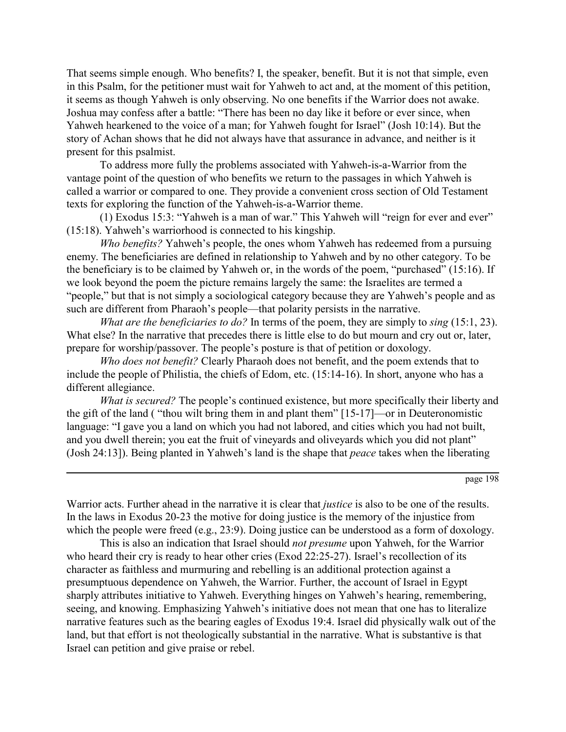That seems simple enough. Who benefits? I, the speaker, benefit. But it is not that simple, even in this Psalm, for the petitioner must wait for Yahweh to act and, at the moment of this petition, it seems as though Yahweh is only observing. No one benefits if the Warrior does not awake. Joshua may confess after a battle: "There has been no day like it before or ever since, when Yahweh hearkened to the voice of a man; for Yahweh fought for Israel" (Josh 10:14). But the story of Achan shows that he did not always have that assurance in advance, and neither is it present for this psalmist.

To address more fully the problems associated with Yahweh-is-a-Warrior from the vantage point of the question of who benefits we return to the passages in which Yahweh is called a warrior or compared to one. They provide a convenient cross section of Old Testament texts for exploring the function of the Yahweh-is-a-Warrior theme.

(1) Exodus 15:3: "Yahweh is a man of war." This Yahweh will "reign for ever and ever" (15:18). Yahweh's warriorhood is connected to his kingship.

*Who benefits?* Yahweh's people, the ones whom Yahweh has redeemed from a pursuing enemy. The beneficiaries are defined in relationship to Yahweh and by no other category. To be the beneficiary is to be claimed by Yahweh or, in the words of the poem, "purchased" (15:16). If we look beyond the poem the picture remains largely the same: the Israelites are termed a "people," but that is not simply a sociological category because they are Yahweh's people and as such are different from Pharaoh's people—that polarity persists in the narrative.

*What are the beneficiaries to do?* In terms of the poem, they are simply to *sing* (15:1, 23). What else? In the narrative that precedes there is little else to do but mourn and cry out or, later, prepare for worship/passover. The people's posture is that of petition or doxology.

*Who does not benefit?* Clearly Pharaoh does not benefit, and the poem extends that to include the people of Philistia, the chiefs of Edom, etc. (15:14-16). In short, anyone who has a different allegiance.

*What is secured?* The people's continued existence, but more specifically their liberty and the gift of the land ( "thou wilt bring them in and plant them" [15-17]—or in Deuteronomistic language: "I gave you a land on which you had not labored, and cities which you had not built, and you dwell therein; you eat the fruit of vineyards and oliveyards which you did not plant" (Josh 24:13]). Being planted in Yahweh's land is the shape that *peace* takes when the liberating Warrior acts. Further ahead in the narrative it is clear that *justice* is also to be one of the results. In the laws in Exodus 20-23 the motive for doing justice is the memory of the injustice from which the people were freed (e.g., 23:9). Doing justice can be understood as a form of doxology.

This is also an indication that Israel should *not presume* upon Yahweh, for the Warrior who heard their cry is ready to hear other cries (Exod 22:25-27). Israel's recollection of its character as faithless and murmuring and rebelling is an additional protection against a presumptuous dependence on Yahweh, the Warrior. Further, the account of Israel in Egypt sharply attributes initiative to Yahweh. Everything hinges on Yahweh's hearing, remembering, seeing, and knowing. Emphasizing Yahweh's initiative does not mean that one has to literalize narrative features such as the bearing eagles of Exodus 19:4. Israel did physically walk out of the land, but that effort is not theologically substantial in the narrative. What is substantive is that Israel can petition and give praise or rebel.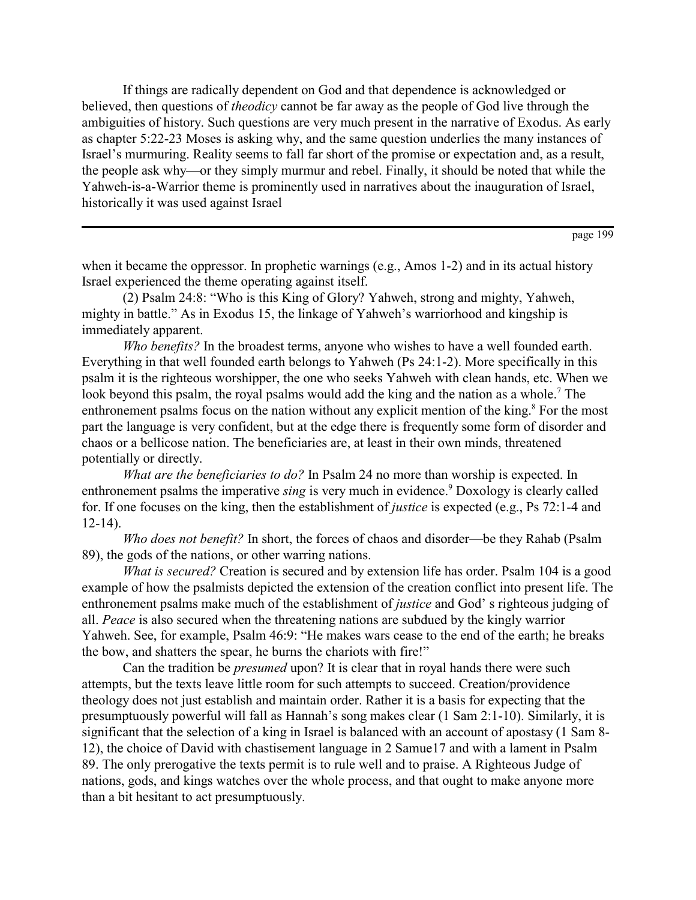If things are radically dependent on God and that dependence is acknowledged or believed, then questions of *theodicy* cannot be far away as the people of God live through the ambiguities of history. Such questions are very much present in the narrative of Exodus. As early as chapter 5:22-23 Moses is asking why, and the same question underlies the many instances of Israel's murmuring. Reality seems to fall far short of the promise or expectation and, as a result, the people ask why—or they simply murmur and rebel. Finally, it should be noted that while the Yahweh-is-a-Warrior theme is prominently used in narratives about the inauguration of Israel, historically it was used against Israel when it became the oppressor. In prophetic warnings (e.g., Amos 1-2) and in its actual history Israel experienced the theme operating against itself.

(2) Psalm 24:8: "Who is this King of Glory? Yahweh, strong and mighty, Yahweh, mighty in battle." As in Exodus 15, the linkage of Yahweh's warriorhood and kingship is immediately apparent.

*Who benefits?* In the broadest terms, anyone who wishes to have a well founded earth. Everything in that well founded earth belongs to Yahweh (Ps 24:1-2). More specifically in this psalm it is the righteous worshipper, the one who seeks Yahweh with clean hands, etc. When we look beyond this psalm, the royal psalms would add the king and the nation as a whole.[7] The enthronement psalms focus on the nation without any explicit mention of the king.[8] For the most part the language is very confident, but at the edge there is frequently some form of disorder and chaos or a bellicose nation. The beneficiaries are, at least in their own minds, threatened potentially or directly.

*What are the beneficiaries to do?* In Psalm 24 no more than worship is expected. In enthronement psalms the imperative *sing* is very much in evidence.[9] Doxology is clearly called for. If one focuses on the king, then the establishment of *justice* is expected (e.g., Ps 72:1-4 and 12-14).

*Who does not benefit?* In short, the forces of chaos and disorder—be they Rahab (Psalm 89), the gods of the nations, or other warring nations.

*What is secured?* Creation is secured and by extension life has order. Psalm 104 is a good example of how the psalmists depicted the extension of the creation conflict into present life. The enthronement psalms make much of the establishment of *justice* and God' s righteous judging of all. *Peace* is also secured when the threatening nations are subdued by the kingly warrior Yahweh. See, for example, Psalm 46:9: "He makes wars cease to the end of the earth; he breaks the bow, and shatters the spear, he burns the chariots with fire!"

Can the tradition be *presumed* upon? It is clear that in royal hands there were such attempts, but the texts leave little room for such attempts to succeed. Creation/providence theology does not just establish and maintain order. Rather it is a basis for expecting that the presumptuously powerful will fall as Hannah's song makes clear (1 Sam 2:1-10). Similarly, it is significant that the selection of a king in Israel is balanced with an account of apostasy (1 Sam 8-12), the choice of David with chastisement language in 2 Samue17 and with a lament in Psalm 89. The only prerogative the texts permit is to rule well and to praise. A Righteous Judge of nations, gods, and kings watches over the whole process, and that ought to make anyone more than a bit hesitant to act presumptuously.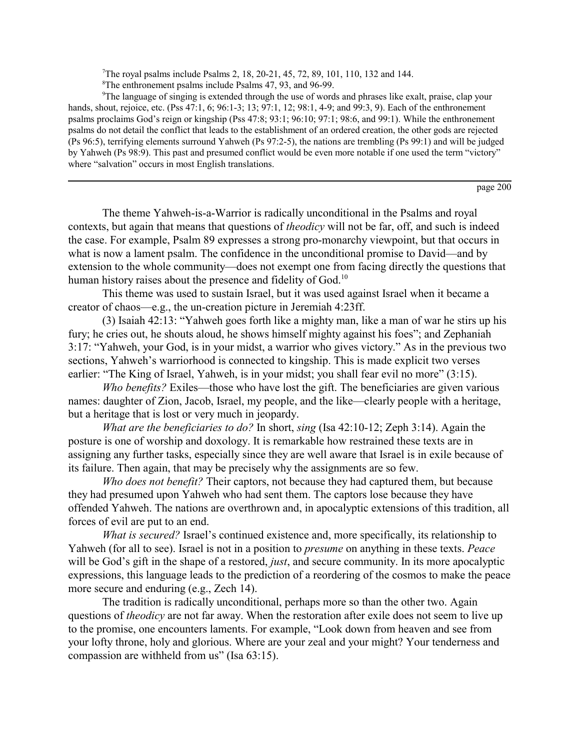[7]The royal psalms include Psalms 2, 18, 20-21, 45, 72, 89, 101, 110, 132 and 144.

[8]The enthronement psalms include Psalms 47, 93, and 96-99.

[9]The language of singing is extended through the use of words and phrases like exalt, praise, clap your hands, shout, rejoice, etc. (Pss 47:1, 6; 96:1-3; 13; 97:1, 12; 98:1, 4-9; and 99:3, 9). Each of the enthronement psalms proclaims God's reign or kingship (Pss 47:8; 93:1; 96:10; 97:1; 98:6, and 99:1). While the enthronement psalms do not detail the conflict that leads to the establishment of an ordered creation, the other gods are rejected (Ps 96:5), terrifying elements surround Yahweh (Ps 97:2-5), the nations are trembling (Ps 99:1) and will be judged by Yahweh (Ps 98:9). This past and presumed conflict would be even more notable if one used the term "victory" where "salvation" occurs in most English translations.

---

The theme Yahweh-is-a-Warrior is radically unconditional in the Psalms and royal contexts, but again that means that questions of *theodicy* will not be far, off, and such is indeed the case. For example, Psalm 89 expresses a strong pro-monarchy viewpoint, but that occurs in what is now a lament psalm. The confidence in the unconditional promise to David—and by extension to the whole community—does not exempt one from facing directly the questions that human history raises about the presence and fidelity of God.[10]

This theme was used to sustain Israel, but it was used against Israel when it became a creator of chaos—e.g., the un-creation picture in Jeremiah 4:23ff.

(3) Isaiah 42:13: "Yahweh goes forth like a mighty man, like a man of war he stirs up his fury; he cries out, he shouts aloud, he shows himself mighty against his foes"; and Zephaniah 3:17: "Yahweh, your God, is in your midst, a warrior who gives victory." As in the previous two sections, Yahweh's warriorhood is connected to kingship. This is made explicit two verses earlier: "The King of Israel, Yahweh, is in your midst; you shall fear evil no more" (3:15).

*Who benefits?* Exiles—those who have lost the gift. The beneficiaries are given various names: daughter of Zion, Jacob, Israel, my people, and the like—clearly people with a heritage, but a heritage that is lost or very much in jeopardy.

*What are the beneficiaries to do?* In short, *sing* (Isa 42:10-12; Zeph 3:14). Again the posture is one of worship and doxology. It is remarkable how restrained these texts are in assigning any further tasks, especially since they are well aware that Israel is in exile because of its failure. Then again, that may be precisely why the assignments are so few.

*Who does not benefit?* Their captors, not because they had captured them, but because they had presumed upon Yahweh who had sent them. The captors lose because they have offended Yahweh. The nations are overthrown and, in apocalyptic extensions of this tradition, all forces of evil are put to an end.

*What is secured?* Israel's continued existence and, more specifically, its relationship to Yahweh (for all to see). Israel is not in a position to *presume* on anything in these texts. *Peace* will be God's gift in the shape of a restored, *just*, and secure community. In its more apocalyptic expressions, this language leads to the prediction of a reordering of the cosmos to make the peace more secure and enduring (e.g., Zech 14).

The tradition is radically unconditional, perhaps more so than the other two. Again questions of *theodicy* are not far away. When the restoration after exile does not seem to live up to the promise, one encounters laments. For example, "Look down from heaven and see from your lofty throne, holy and glorious. Where are your zeal and your might? Your tenderness and compassion are withheld from us" (Isa 63:15).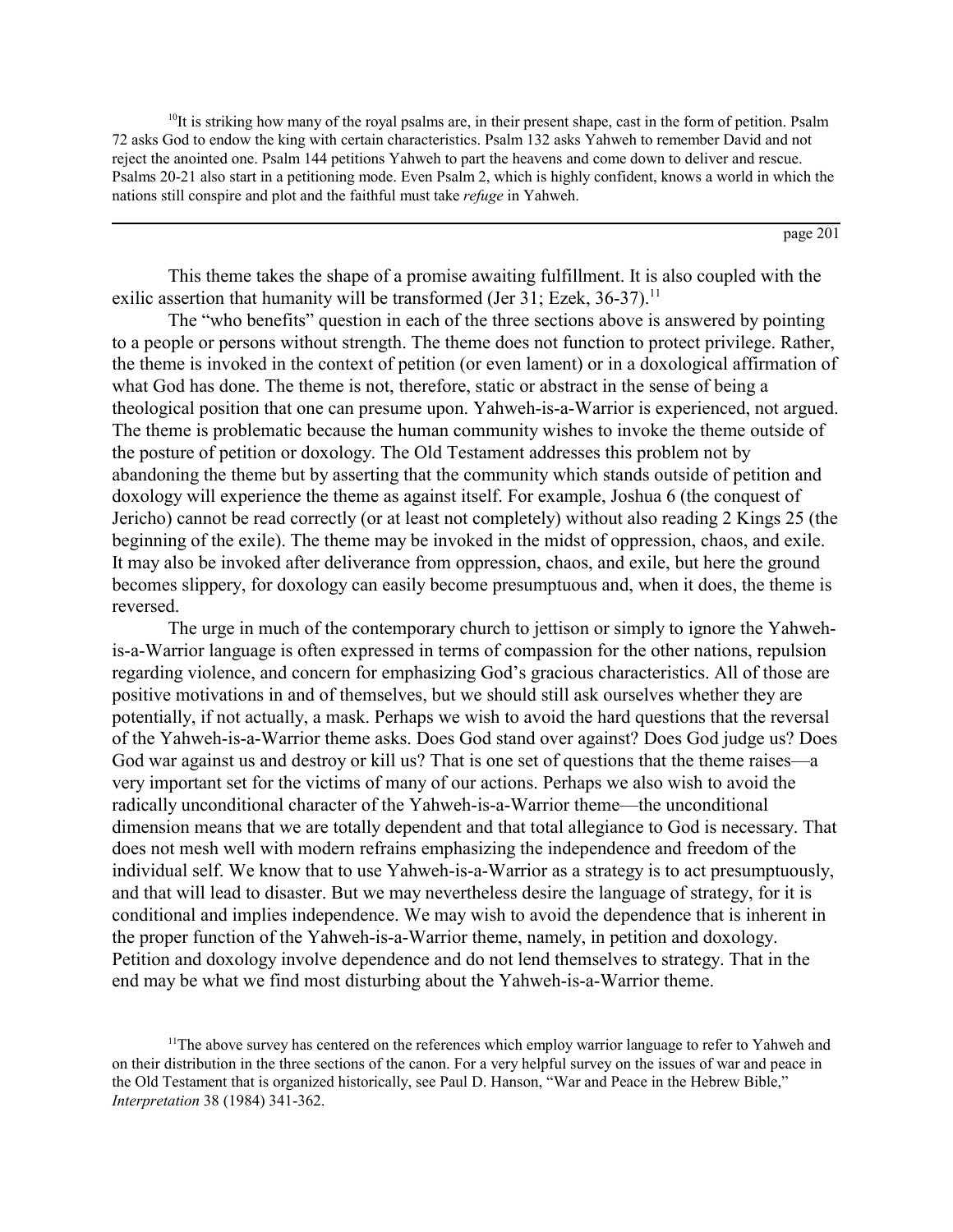[10]It is striking how many of the royal psalms are, in their present shape, cast in the form of petition. Psalm 72 asks God to endow the king with certain characteristics. Psalm 132 asks Yahweh to remember David and not reject the anointed one. Psalm 144 petitions Yahweh to part the heavens and come down to deliver and rescue. Psalms 20-21 also start in a petitioning mode. Even Psalm 2, which is highly confident, knows a world in which the nations still conspire and plot and the faithful must take *refuge* in Yahweh.

This theme takes the shape of a promise awaiting fulfillment. It is also coupled with the exilic assertion that humanity will be transformed (Jer 31; Ezek, 36-37).[11]

The "who benefits" question in each of the three sections above is answered by pointing to a people or persons without strength. The theme does not function to protect privilege. Rather, the theme is invoked in the context of petition (or even lament) or in a doxological affirmation of what God has done. The theme is not, therefore, static or abstract in the sense of being a theological position that one can presume upon. Yahweh-is-a-Warrior is experienced, not argued. The theme is problematic because the human community wishes to invoke the theme outside of the posture of petition or doxology. The Old Testament addresses this problem not by abandoning the theme but by asserting that the community which stands outside of petition and doxology will experience the theme as against itself. For example, Joshua 6 (the conquest of Jericho) cannot be read correctly (or at least not completely) without also reading 2 Kings 25 (the beginning of the exile). The theme may be invoked in the midst of oppression, chaos, and exile. It may also be invoked after deliverance from oppression, chaos, and exile, but here the ground becomes slippery, for doxology can easily become presumptuous and, when it does, the theme is reversed.

The urge in much of the contemporary church to jettison or simply to ignore the Yahweh-is-a-Warrior language is often expressed in terms of compassion for the other nations, repulsion regarding violence, and concern for emphasizing God's gracious characteristics. All of those are positive motivations in and of themselves, but we should still ask ourselves whether they are potentially, if not actually, a mask. Perhaps we wish to avoid the hard questions that the reversal of the Yahweh-is-a-Warrior theme asks. Does God stand over against? Does God judge us? Does God war against us and destroy or kill us? That is one set of questions that the theme raises—a very important set for the victims of many of our actions. Perhaps we also wish to avoid the radically unconditional character of the Yahweh-is-a-Warrior theme—the unconditional dimension means that we are totally dependent and that total allegiance to God is necessary. That does not mesh well with modern refrains emphasizing the independence and freedom of the individual self. We know that to use Yahweh-is-a-Warrior as a strategy is to act presumptuously, and that will lead to disaster. But we may nevertheless desire the language of strategy, for it is conditional and implies independence. We may wish to avoid the dependence that is inherent in the proper function of the Yahweh-is-a-Warrior theme, namely, in petition and doxology. Petition and doxology involve dependence and do not lend themselves to strategy. That in the end may be what we find most disturbing about the Yahweh-is-a-Warrior theme.

[11]The above survey has centered on the references which employ warrior language to refer to Yahweh and on their distribution in the three sections of the canon. For a very helpful survey on the issues of war and peace in the Old Testament that is organized historically, see Paul D. Hanson, "War and Peace in the Hebrew Bible," *Interpretation* 38 (1984) 341-362.